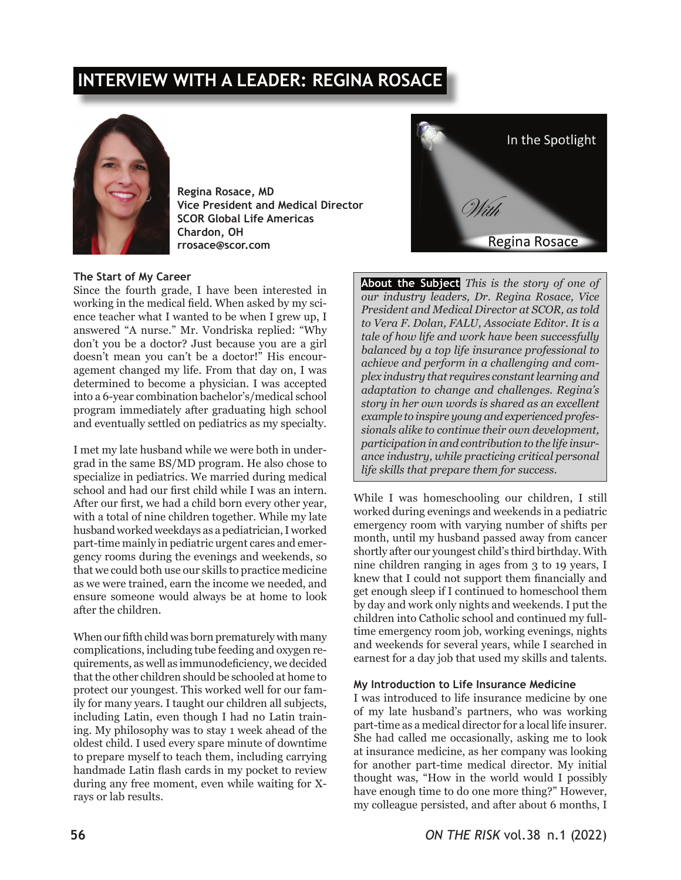# INTERVIEW WITH A LEADER: REGINA ROSACE

**Regina Rosace, MD**
**Vice President and Medical Director**
**SCOR Global Life Americas**
**Chardon, OH**
**rrosace@scor.com**

In the Spotlight *With* Regina Rosace

**About the Subject** *This is the story of one of our industry leaders, Dr. Regina Rosace, Vice President and Medical Director at SCOR, as told to Vera F. Dolan, FALU, Associate Editor. It is a tale of how life and work have been successfully balanced by a top life insurance professional to achieve and perform in a challenging and complex industry that requires constant learning and adaptation to change and challenges. Regina's story in her own words is shared as an excellent example to inspire young and experienced professionals alike to continue their own development, participation in and contribution to the life insurance industry, while practicing critical personal life skills that prepare them for success.*

### The Start of My Career

Since the fourth grade, I have been interested in working in the medical field. When asked by my science teacher what I wanted to be when I grew up, I answered "A nurse." Mr. Vondriska replied: "Why don't you be a doctor? Just because you are a girl doesn't mean you can't be a doctor!" His encouragement changed my life. From that day on, I was determined to become a physician. I was accepted into a 6-year combination bachelor's/medical school program immediately after graduating high school and eventually settled on pediatrics as my specialty.

I met my late husband while we were both in undergrad in the same BS/MD program. He also chose to specialize in pediatrics. We married during medical school and had our first child while I was an intern. After our first, we had a child born every other year, with a total of nine children together. While my late husband worked weekdays as a pediatrician, I worked part-time mainly in pediatric urgent cares and emergency rooms during the evenings and weekends, so that we could both use our skills to practice medicine as we were trained, earn the income we needed, and ensure someone would always be at home to look after the children.

When our fifth child was born prematurely with many complications, including tube feeding and oxygen requirements, as well as immunodeficiency, we decided that the other children should be schooled at home to protect our youngest. This worked well for our family for many years. I taught our children all subjects, including Latin, even though I had no Latin training. My philosophy was to stay 1 week ahead of the oldest child. I used every spare minute of downtime to prepare myself to teach them, including carrying handmade Latin flash cards in my pocket to review during any free moment, even while waiting for X-rays or lab results.

While I was homeschooling our children, I still worked during evenings and weekends in a pediatric emergency room with varying number of shifts per month, until my husband passed away from cancer shortly after our youngest child's third birthday. With nine children ranging in ages from 3 to 19 years, I knew that I could not support them financially and get enough sleep if I continued to homeschool them by day and work only nights and weekends. I put the children into Catholic school and continued my full-time emergency room job, working evenings, nights and weekends for several years, while I searched in earnest for a day job that used my skills and talents.

### My Introduction to Life Insurance Medicine

I was introduced to life insurance medicine by one of my late husband's partners, who was working part-time as a medical director for a local life insurer. She had called me occasionally, asking me to look at insurance medicine, as her company was looking for another part-time medical director. My initial thought was, "How in the world would I possibly have enough time to do one more thing?" However, my colleague persisted, and after about 6 months, I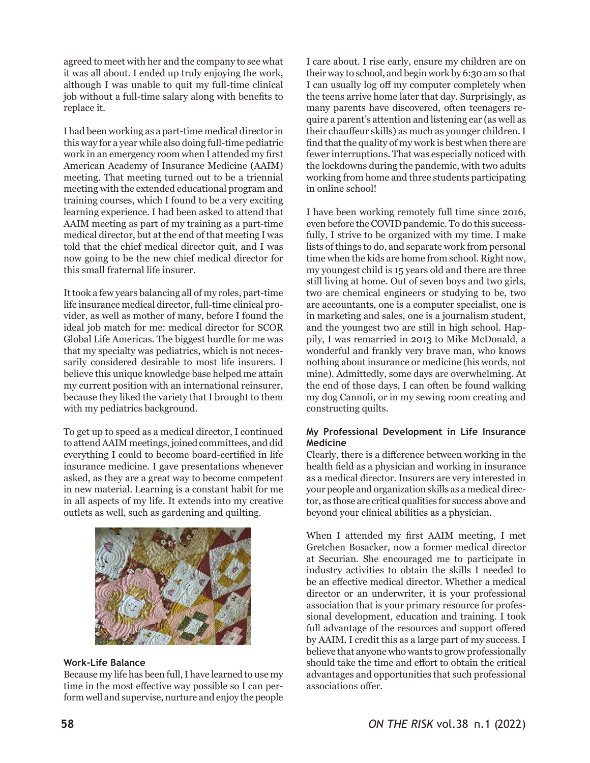agreed to meet with her and the company to see what it was all about. I ended up truly enjoying the work, although I was unable to quit my full-time clinical job without a full-time salary along with benefits to replace it.

I had been working as a part-time medical director in this way for a year while also doing full-time pediatric work in an emergency room when I attended my first American Academy of Insurance Medicine (AAIM) meeting. That meeting turned out to be a triennial meeting with the extended educational program and training courses, which I found to be a very exciting learning experience. I had been asked to attend that AAIM meeting as part of my training as a part-time medical director, but at the end of that meeting I was told that the chief medical director quit, and I was now going to be the new chief medical director for this small fraternal life insurer.

It took a few years balancing all of my roles, part-time life insurance medical director, full-time clinical provider, as well as mother of many, before I found the ideal job match for me: medical director for SCOR Global Life Americas. The biggest hurdle for me was that my specialty was pediatrics, which is not necessarily considered desirable to most life insurers. I believe this unique knowledge base helped me attain my current position with an international reinsurer, because they liked the variety that I brought to them with my pediatrics background.

To get up to speed as a medical director, I continued to attend AAIM meetings, joined committees, and did everything I could to become board-certified in life insurance medicine. I gave presentations whenever asked, as they are a great way to become competent in new material. Learning is a constant habit for me in all aspects of my life. It extends into my creative outlets as well, such as gardening and quilting.

### Work-Life Balance

Because my life has been full, I have learned to use my time in the most effective way possible so I can perform well and supervise, nurture and enjoy the people I care about. I rise early, ensure my children are on their way to school, and begin work by 6:30 am so that I can usually log off my computer completely when the teens arrive home later that day. Surprisingly, as many parents have discovered, often teenagers require a parent's attention and listening ear (as well as their chauffeur skills) as much as younger children. I find that the quality of my work is best when there are fewer interruptions. That was especially noticed with the lockdowns during the pandemic, with two adults working from home and three students participating in online school!

I have been working remotely full time since 2016, even before the COVID pandemic. To do this successfully, I strive to be organized with my time. I make lists of things to do, and separate work from personal time when the kids are home from school. Right now, my youngest child is 15 years old and there are three still living at home. Out of seven boys and two girls, two are chemical engineers or studying to be, two are accountants, one is a computer specialist, one is in marketing and sales, one is a journalism student, and the youngest two are still in high school. Happily, I was remarried in 2013 to Mike McDonald, a wonderful and frankly very brave man, who knows nothing about insurance or medicine (his words, not mine). Admittedly, some days are overwhelming. At the end of those days, I can often be found walking my dog Cannoli, or in my sewing room creating and constructing quilts.

### My Professional Development in Life Insurance Medicine

Clearly, there is a difference between working in the health field as a physician and working in insurance as a medical director. Insurers are very interested in your people and organization skills as a medical director, as those are critical qualities for success above and beyond your clinical abilities as a physician.

When I attended my first AAIM meeting, I met Gretchen Bosacker, now a former medical director at Securian. She encouraged me to participate in industry activities to obtain the skills I needed to be an effective medical director. Whether a medical director or an underwriter, it is your professional association that is your primary resource for professional development, education and training. I took full advantage of the resources and support offered by AAIM. I credit this as a large part of my success. I believe that anyone who wants to grow professionally should take the time and effort to obtain the critical advantages and opportunities that such professional associations offer.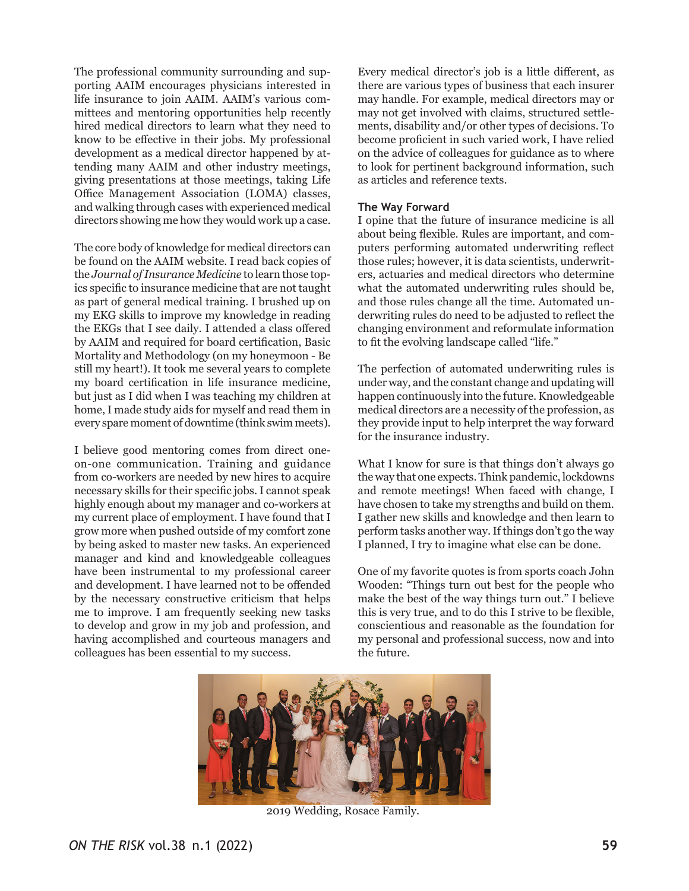The professional community surrounding and supporting AAIM encourages physicians interested in life insurance to join AAIM. AAIM's various committees and mentoring opportunities help recently hired medical directors to learn what they need to know to be effective in their jobs. My professional development as a medical director happened by attending many AAIM and other industry meetings, giving presentations at those meetings, taking Life Office Management Association (LOMA) classes, and walking through cases with experienced medical directors showing me how they would work up a case.

The core body of knowledge for medical directors can be found on the AAIM website. I read back copies of the *Journal of Insurance Medicine* to learn those topics specific to insurance medicine that are not taught as part of general medical training. I brushed up on my EKG skills to improve my knowledge in reading the EKGs that I see daily. I attended a class offered by AAIM and required for board certification, Basic Mortality and Methodology (on my honeymoon - Be still my heart!). It took me several years to complete my board certification in life insurance medicine, but just as I did when I was teaching my children at home, I made study aids for myself and read them in every spare moment of downtime (think swim meets).

I believe good mentoring comes from direct one-on-one communication. Training and guidance from co-workers are needed by new hires to acquire necessary skills for their specific jobs. I cannot speak highly enough about my manager and co-workers at my current place of employment. I have found that I grow more when pushed outside of my comfort zone by being asked to master new tasks. An experienced manager and kind and knowledgeable colleagues have been instrumental to my professional career and development. I have learned not to be offended by the necessary constructive criticism that helps me to improve. I am frequently seeking new tasks to develop and grow in my job and profession, and having accomplished and courteous managers and colleagues has been essential to my success.

Every medical director's job is a little different, as there are various types of business that each insurer may handle. For example, medical directors may or may not get involved with claims, structured settlements, disability and/or other types of decisions. To become proficient in such varied work, I have relied on the advice of colleagues for guidance as to where to look for pertinent background information, such as articles and reference texts.

### The Way Forward

I opine that the future of insurance medicine is all about being flexible. Rules are important, and computers performing automated underwriting reflect those rules; however, it is data scientists, underwriters, actuaries and medical directors who determine what the automated underwriting rules should be, and those rules change all the time. Automated underwriting rules do need to be adjusted to reflect the changing environment and reformulate information to fit the evolving landscape called "life."

The perfection of automated underwriting rules is under way, and the constant change and updating will happen continuously into the future. Knowledgeable medical directors are a necessity of the profession, as they provide input to help interpret the way forward for the insurance industry.

What I know for sure is that things don't always go the way that one expects. Think pandemic, lockdowns and remote meetings! When faced with change, I have chosen to take my strengths and build on them. I gather new skills and knowledge and then learn to perform tasks another way. If things don't go the way I planned, I try to imagine what else can be done.

One of my favorite quotes is from sports coach John Wooden: "Things turn out best for the people who make the best of the way things turn out." I believe this is very true, and to do this I strive to be flexible, conscientious and reasonable as the foundation for my personal and professional success, now and into the future.

2019 Wedding, Rosace Family.